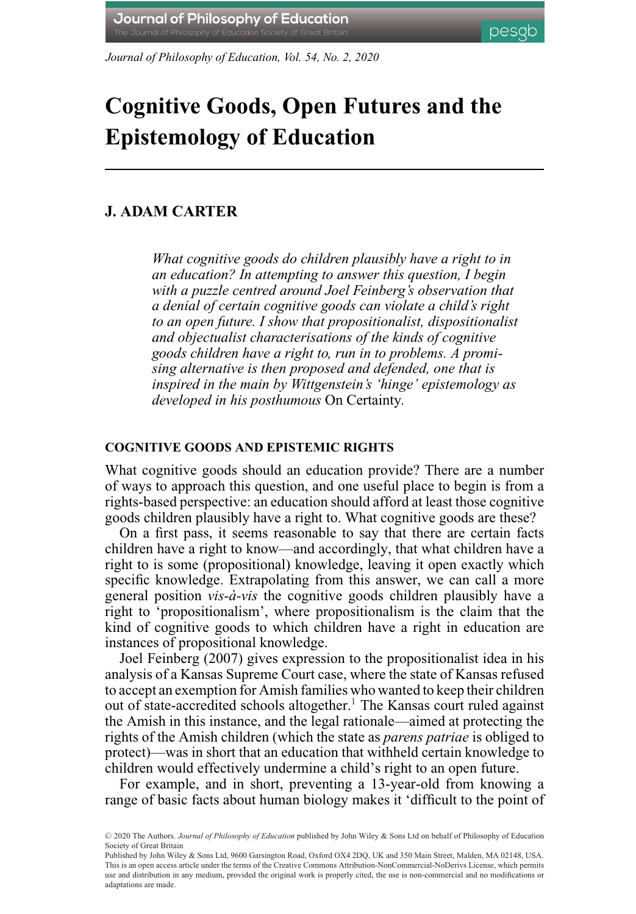# Cognitive Goods, Open Futures and the Epistemology of Education

## J. ADAM CARTER

*What cognitive goods do children plausibly have a right to in an education? In attempting to answer this question, I begin with a puzzle centred around Joel Feinberg's observation that a denial of certain cognitive goods can violate a child's right to an open future. I show that propositionalist, dispositionalist and objectualist characterisations of the kinds of cognitive goods children have a right to, run in to problems. A promising alternative is then proposed and defended, one that is inspired in the main by Wittgenstein's 'hinge' epistemology as developed in his posthumous* On Certainty.

### COGNITIVE GOODS AND EPISTEMIC RIGHTS

What cognitive goods should an education provide? There are a number of ways to approach this question, and one useful place to begin is from a rights-based perspective: an education should afford at least those cognitive goods children plausibly have a right to. What cognitive goods are these?

On a first pass, it seems reasonable to say that there are certain facts children have a right to know—and accordingly, that what children have a right to is some (propositional) knowledge, leaving it open exactly which specific knowledge. Extrapolating from this answer, we can call a more general position *vis-à-vis* the cognitive goods children plausibly have a right to 'propositionalism', where propositionalism is the claim that the kind of cognitive goods to which children have a right in education are instances of propositional knowledge.

Joel Feinberg (2007) gives expression to the propositionalist idea in his analysis of a Kansas Supreme Court case, where the state of Kansas refused to accept an exemption for Amish families who wanted to keep their children out of state-accredited schools altogether.[1] The Kansas court ruled against the Amish in this instance, and the legal rationale—aimed at protecting the rights of the Amish children (which the state as *parens patriae* is obliged to protect)—was in short that an education that withheld certain knowledge to children would effectively undermine a child's right to an open future.

For example, and in short, preventing a 13-year-old from knowing a range of basic facts about human biology makes it 'difficult to the point of

© 2020 The Authors. *Journal of Philosophy of Education* published by John Wiley & Sons Ltd on behalf of Philosophy of Education Society of Great Britain

Published by John Wiley & Sons Ltd, 9600 Garsington Road, Oxford OX4 2DQ, UK and 350 Main Street, Malden, MA 02148, USA. This is an open access article under the terms of the Creative Commons Attribution-NonCommercial-NoDerivs License, which permits use and distribution in any medium, provided the original work is properly cited, the use is non-commercial and no modifications or adaptations are made.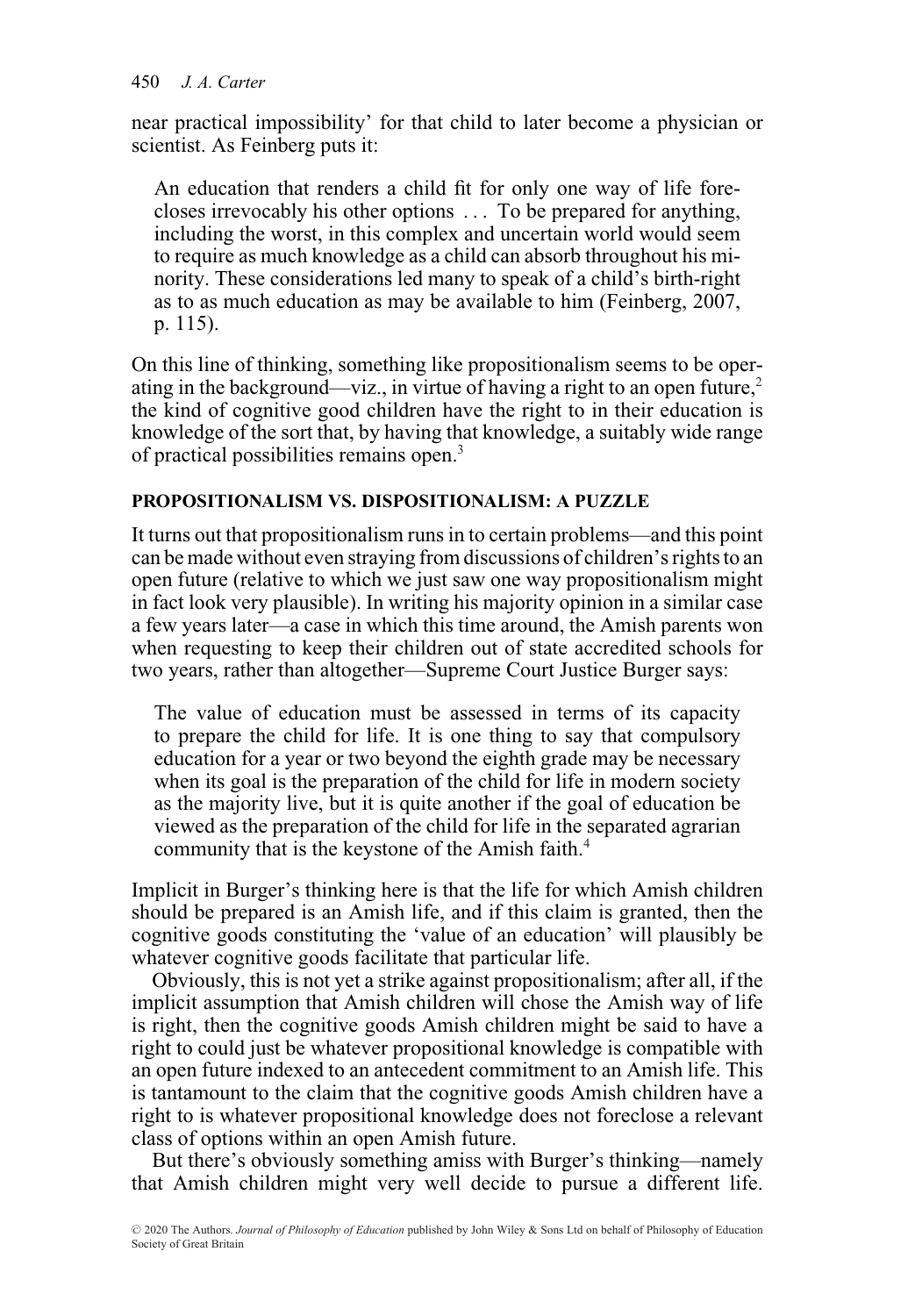near practical impossibility' for that child to later become a physician or scientist. As Feinberg puts it:

> An education that renders a child fit for only one way of life forecloses irrevocably his other options . . . To be prepared for anything, including the worst, in this complex and uncertain world would seem to require as much knowledge as a child can absorb throughout his minority. These considerations led many to speak of a child's birth-right as to as much education as may be available to him (Feinberg, 2007, p. 115).

On this line of thinking, something like propositionalism seems to be operating in the background—viz., in virtue of having a right to an open future,[2] the kind of cognitive good children have the right to in their education is knowledge of the sort that, by having that knowledge, a suitably wide range of practical possibilities remains open.[3]

## PROPOSITIONALISM VS. DISPOSITIONALISM: A PUZZLE

It turns out that propositionalism runs in to certain problems—and this point can be made without even straying from discussions of children's rights to an open future (relative to which we just saw one way propositionalism might in fact look very plausible). In writing his majority opinion in a similar case a few years later—a case in which this time around, the Amish parents won when requesting to keep their children out of state accredited schools for two years, rather than altogether—Supreme Court Justice Burger says:

> The value of education must be assessed in terms of its capacity to prepare the child for life. It is one thing to say that compulsory education for a year or two beyond the eighth grade may be necessary when its goal is the preparation of the child for life in modern society as the majority live, but it is quite another if the goal of education be viewed as the preparation of the child for life in the separated agrarian community that is the keystone of the Amish faith.[4]

Implicit in Burger's thinking here is that the life for which Amish children should be prepared is an Amish life, and if this claim is granted, then the cognitive goods constituting the 'value of an education' will plausibly be whatever cognitive goods facilitate that particular life.

Obviously, this is not yet a strike against propositionalism; after all, if the implicit assumption that Amish children will chose the Amish way of life is right, then the cognitive goods Amish children might be said to have a right to could just be whatever propositional knowledge is compatible with an open future indexed to an antecedent commitment to an Amish life. This is tantamount to the claim that the cognitive goods Amish children have a right to is whatever propositional knowledge does not foreclose a relevant class of options within an open Amish future.

But there's obviously something amiss with Burger's thinking—namely that Amish children might very well decide to pursue a different life.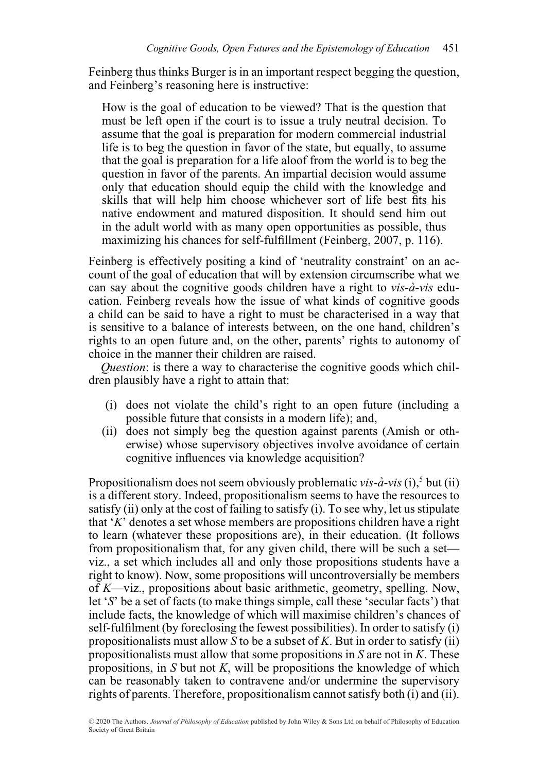Feinberg thus thinks Burger is in an important respect begging the question, and Feinberg's reasoning here is instructive:

> How is the goal of education to be viewed? That is the question that must be left open if the court is to issue a truly neutral decision. To assume that the goal is preparation for modern commercial industrial life is to beg the question in favor of the state, but equally, to assume that the goal is preparation for a life aloof from the world is to beg the question in favor of the parents. An impartial decision would assume only that education should equip the child with the knowledge and skills that will help him choose whichever sort of life best fits his native endowment and matured disposition. It should send him out in the adult world with as many open opportunities as possible, thus maximizing his chances for self-fulfillment (Feinberg, 2007, p. 116).

Feinberg is effectively positing a kind of 'neutrality constraint' on an account of the goal of education that will by extension circumscribe what we can say about the cognitive goods children have a right to *vis-à-vis* education. Feinberg reveals how the issue of what kinds of cognitive goods a child can be said to have a right to must be characterised in a way that is sensitive to a balance of interests between, on the one hand, children's rights to an open future and, on the other, parents' rights to autonomy of choice in the manner their children are raised.

*Question*: is there a way to characterise the cognitive goods which children plausibly have a right to attain that:

(i) does not violate the child's right to an open future (including a possible future that consists in a modern life); and,
(ii) does not simply beg the question against parents (Amish or otherwise) whose supervisory objectives involve avoidance of certain cognitive influences via knowledge acquisition?

Propositionalism does not seem obviously problematic *vis-à-vis* (i),[5] but (ii) is a different story. Indeed, propositionalism seems to have the resources to satisfy (ii) only at the cost of failing to satisfy (i). To see why, let us stipulate that '*K*' denotes a set whose members are propositions children have a right to learn (whatever these propositions are), in their education. (It follows from propositionalism that, for any given child, there will be such a set—viz., a set which includes all and only those propositions students have a right to know). Now, some propositions will uncontroversially be members of *K*—viz., propositions about basic arithmetic, geometry, spelling. Now, let '*S*' be a set of facts (to make things simple, call these 'secular facts') that include facts, the knowledge of which will maximise children's chances of self-fulfilment (by foreclosing the fewest possibilities). In order to satisfy (i) propositionalists must allow *S* to be a subset of *K*. But in order to satisfy (ii) propositionalists must allow that some propositions in *S* are not in *K*. These propositions, in *S* but not *K*, will be propositions the knowledge of which can be reasonably taken to contravene and/or undermine the supervisory rights of parents. Therefore, propositionalism cannot satisfy both (i) and (ii).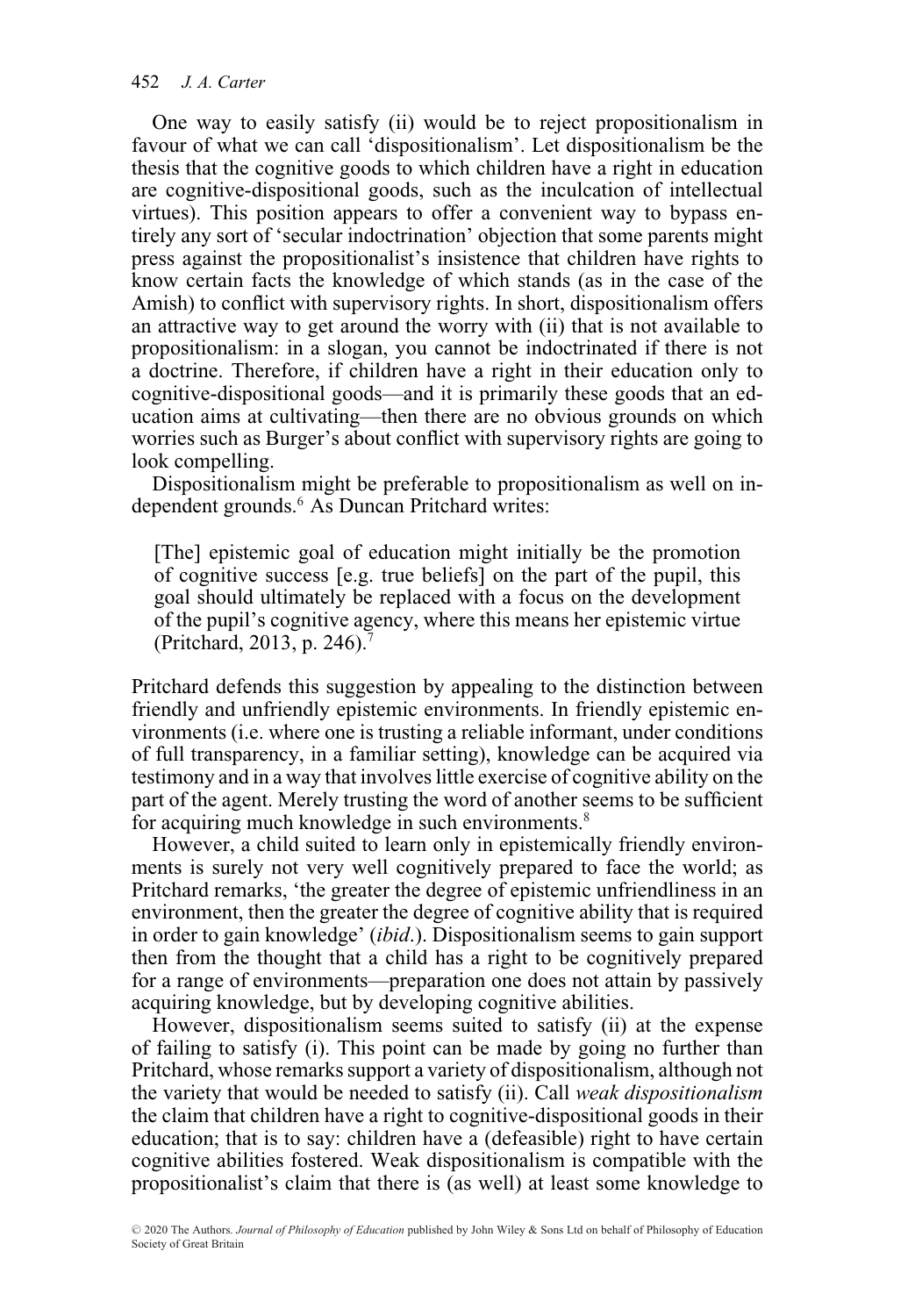One way to easily satisfy (ii) would be to reject propositionalism in favour of what we can call 'dispositionalism'. Let dispositionalism be the thesis that the cognitive goods to which children have a right in education are cognitive-dispositional goods, such as the inculcation of intellectual virtues). This position appears to offer a convenient way to bypass entirely any sort of 'secular indoctrination' objection that some parents might press against the propositionalist's insistence that children have rights to know certain facts the knowledge of which stands (as in the case of the Amish) to conflict with supervisory rights. In short, dispositionalism offers an attractive way to get around the worry with (ii) that is not available to propositionalism: in a slogan, you cannot be indoctrinated if there is not a doctrine. Therefore, if children have a right in their education only to cognitive-dispositional goods—and it is primarily these goods that an education aims at cultivating—then there are no obvious grounds on which worries such as Burger's about conflict with supervisory rights are going to look compelling.

Dispositionalism might be preferable to propositionalism as well on independent grounds.[6] As Duncan Pritchard writes:

> [The] epistemic goal of education might initially be the promotion of cognitive success [e.g. true beliefs] on the part of the pupil, this goal should ultimately be replaced with a focus on the development of the pupil's cognitive agency, where this means her epistemic virtue (Pritchard, 2013, p. 246).[7]

Pritchard defends this suggestion by appealing to the distinction between friendly and unfriendly epistemic environments. In friendly epistemic environments (i.e. where one is trusting a reliable informant, under conditions of full transparency, in a familiar setting), knowledge can be acquired via testimony and in a way that involves little exercise of cognitive ability on the part of the agent. Merely trusting the word of another seems to be sufficient for acquiring much knowledge in such environments.[8]

However, a child suited to learn only in epistemically friendly environments is surely not very well cognitively prepared to face the world; as Pritchard remarks, 'the greater the degree of epistemic unfriendliness in an environment, then the greater the degree of cognitive ability that is required in order to gain knowledge' (*ibid*.). Dispositionalism seems to gain support then from the thought that a child has a right to be cognitively prepared for a range of environments—preparation one does not attain by passively acquiring knowledge, but by developing cognitive abilities.

However, dispositionalism seems suited to satisfy (ii) at the expense of failing to satisfy (i). This point can be made by going no further than Pritchard, whose remarks support a variety of dispositionalism, although not the variety that would be needed to satisfy (ii). Call *weak dispositionalism* the claim that children have a right to cognitive-dispositional goods in their education; that is to say: children have a (defeasible) right to have certain cognitive abilities fostered. Weak dispositionalism is compatible with the propositionalist's claim that there is (as well) at least some knowledge to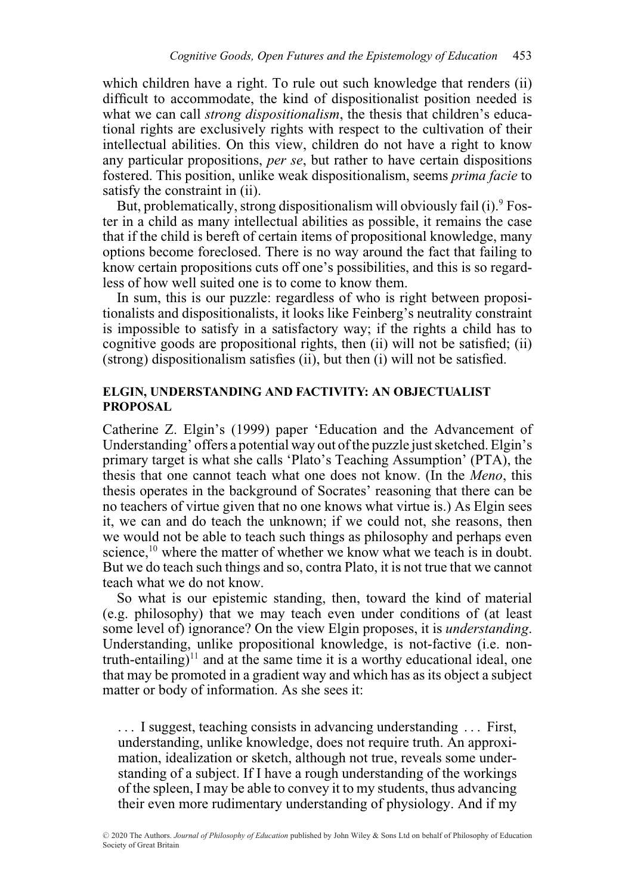which children have a right. To rule out such knowledge that renders (ii) difficult to accommodate, the kind of dispositionalist position needed is what we can call *strong dispositionalism*, the thesis that children's educational rights are exclusively rights with respect to the cultivation of their intellectual abilities. On this view, children do not have a right to know any particular propositions, *per se*, but rather to have certain dispositions fostered. This position, unlike weak dispositionalism, seems *prima facie* to satisfy the constraint in (ii).

But, problematically, strong dispositionalism will obviously fail (i).[9] Foster in a child as many intellectual abilities as possible, it remains the case that if the child is bereft of certain items of propositional knowledge, many options become foreclosed. There is no way around the fact that failing to know certain propositions cuts off one's possibilities, and this is so regardless of how well suited one is to come to know them.

In sum, this is our puzzle: regardless of who is right between propositionalists and dispositionalists, it looks like Feinberg's neutrality constraint is impossible to satisfy in a satisfactory way; if the rights a child has to cognitive goods are propositional rights, then (ii) will not be satisfied; (ii) (strong) dispositionalism satisfies (ii), but then (i) will not be satisfied.

## ELGIN, UNDERSTANDING AND FACTIVITY: AN OBJECTUALIST PROPOSAL

Catherine Z. Elgin's (1999) paper 'Education and the Advancement of Understanding' offers a potential way out of the puzzle just sketched. Elgin's primary target is what she calls 'Plato's Teaching Assumption' (PTA), the thesis that one cannot teach what one does not know. (In the *Meno*, this thesis operates in the background of Socrates' reasoning that there can be no teachers of virtue given that no one knows what virtue is.) As Elgin sees it, we can and do teach the unknown; if we could not, she reasons, then we would not be able to teach such things as philosophy and perhaps even science,[10] where the matter of whether we know what we teach is in doubt. But we do teach such things and so, contra Plato, it is not true that we cannot teach what we do not know.

So what is our epistemic standing, then, toward the kind of material (e.g. philosophy) that we may teach even under conditions of (at least some level of) ignorance? On the view Elgin proposes, it is *understanding*. Understanding, unlike propositional knowledge, is not-factive (i.e. non-truth-entailing)[11] and at the same time it is a worthy educational ideal, one that may be promoted in a gradient way and which has as its object a subject matter or body of information. As she sees it:

> . . . I suggest, teaching consists in advancing understanding . . . First, understanding, unlike knowledge, does not require truth. An approximation, idealization or sketch, although not true, reveals some understanding of a subject. If I have a rough understanding of the workings of the spleen, I may be able to convey it to my students, thus advancing their even more rudimentary understanding of physiology. And if my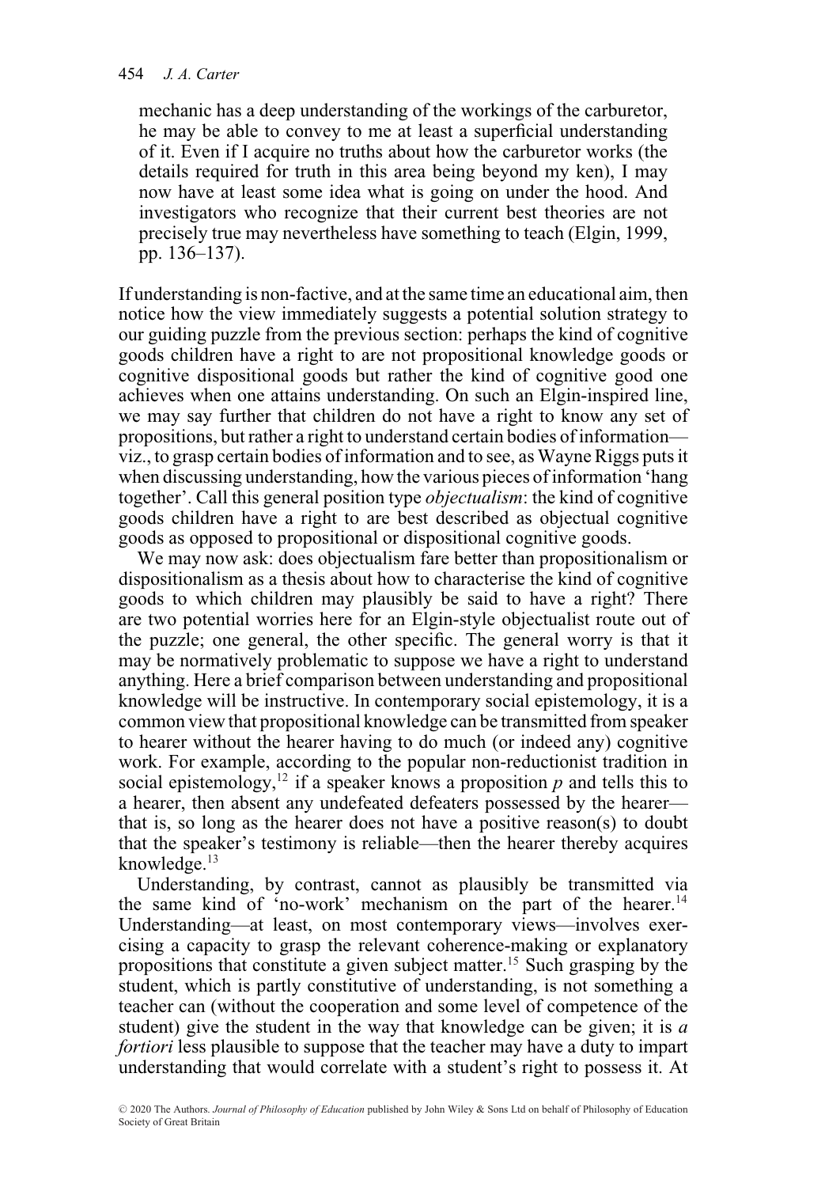mechanic has a deep understanding of the workings of the carburetor, he may be able to convey to me at least a superficial understanding of it. Even if I acquire no truths about how the carburetor works (the details required for truth in this area being beyond my ken), I may now have at least some idea what is going on under the hood. And investigators who recognize that their current best theories are not precisely true may nevertheless have something to teach (Elgin, 1999, pp. 136–137).

If understanding is non-factive, and at the same time an educational aim, then notice how the view immediately suggests a potential solution strategy to our guiding puzzle from the previous section: perhaps the kind of cognitive goods children have a right to are not propositional knowledge goods or cognitive dispositional goods but rather the kind of cognitive good one achieves when one attains understanding. On such an Elgin-inspired line, we may say further that children do not have a right to know any set of propositions, but rather a right to understand certain bodies of information—viz., to grasp certain bodies of information and to see, as Wayne Riggs puts it when discussing understanding, how the various pieces of information 'hang together'. Call this general position type *objectualism*: the kind of cognitive goods children have a right to are best described as objectual cognitive goods as opposed to propositional or dispositional cognitive goods.

We may now ask: does objectualism fare better than propositionalism or dispositionalism as a thesis about how to characterise the kind of cognitive goods to which children may plausibly be said to have a right? There are two potential worries here for an Elgin-style objectualist route out of the puzzle; one general, the other specific. The general worry is that it may be normatively problematic to suppose we have a right to understand anything. Here a brief comparison between understanding and propositional knowledge will be instructive. In contemporary social epistemology, it is a common view that propositional knowledge can be transmitted from speaker to hearer without the hearer having to do much (or indeed any) cognitive work. For example, according to the popular non-reductionist tradition in social epistemology,[12] if a speaker knows a proposition *p* and tells this to a hearer, then absent any undefeated defeaters possessed by the hearer—that is, so long as the hearer does not have a positive reason(s) to doubt that the speaker's testimony is reliable—then the hearer thereby acquires knowledge.[13]

Understanding, by contrast, cannot as plausibly be transmitted via the same kind of 'no-work' mechanism on the part of the hearer.[14] Understanding—at least, on most contemporary views—involves exercising a capacity to grasp the relevant coherence-making or explanatory propositions that constitute a given subject matter.[15] Such grasping by the student, which is partly constitutive of understanding, is not something a teacher can (without the cooperation and some level of competence of the student) give the student in the way that knowledge can be given; it is *a fortiori* less plausible to suppose that the teacher may have a duty to impart understanding that would correlate with a student's right to possess it. At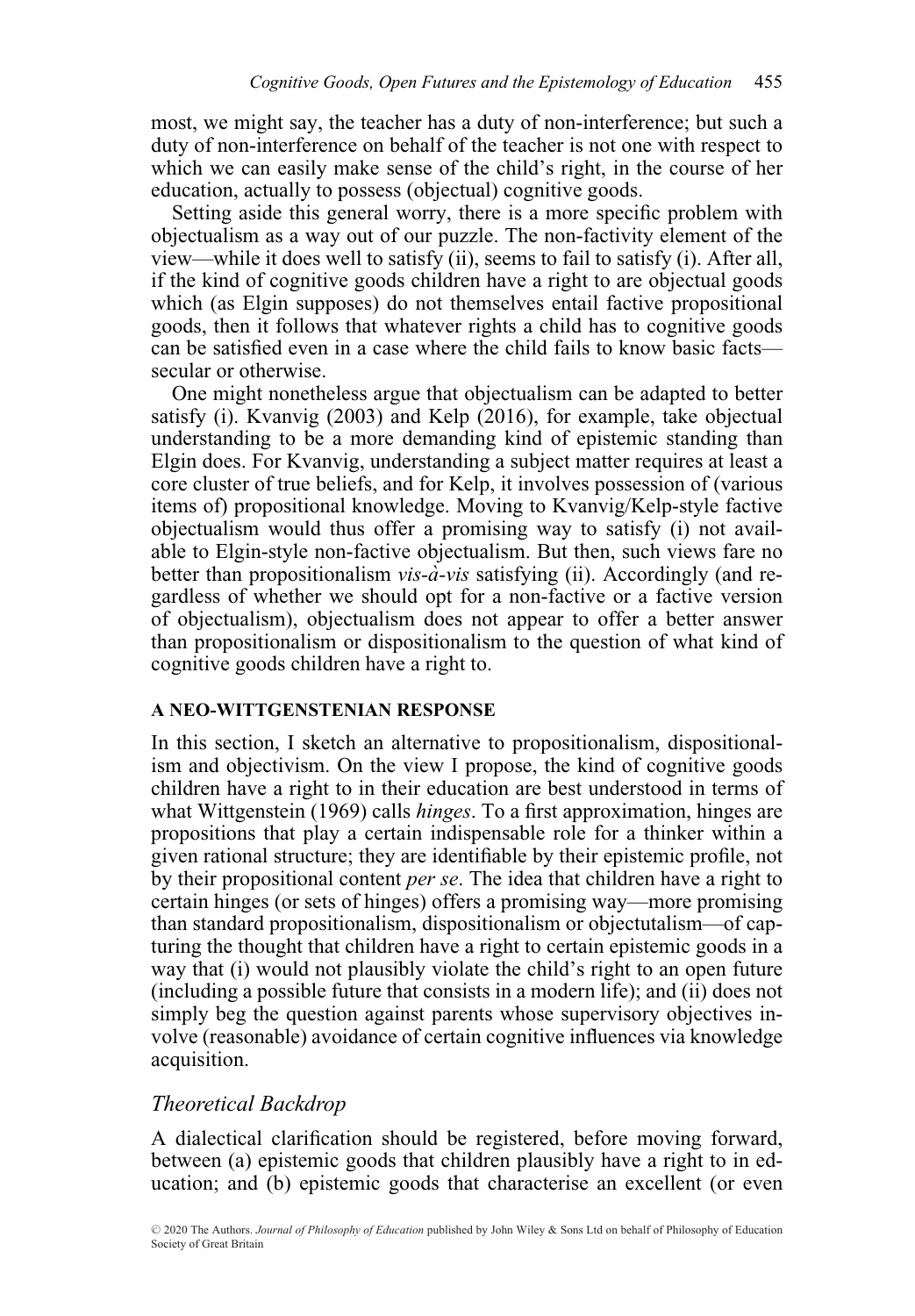most, we might say, the teacher has a duty of non-interference; but such a duty of non-interference on behalf of the teacher is not one with respect to which we can easily make sense of the child's right, in the course of her education, actually to possess (objectual) cognitive goods.

Setting aside this general worry, there is a more specific problem with objectualism as a way out of our puzzle. The non-factivity element of the view—while it does well to satisfy (ii), seems to fail to satisfy (i). After all, if the kind of cognitive goods children have a right to are objectual goods which (as Elgin supposes) do not themselves entail factive propositional goods, then it follows that whatever rights a child has to cognitive goods can be satisfied even in a case where the child fails to know basic facts—secular or otherwise.

One might nonetheless argue that objectualism can be adapted to better satisfy (i). Kvanvig (2003) and Kelp (2016), for example, take objectual understanding to be a more demanding kind of epistemic standing than Elgin does. For Kvanvig, understanding a subject matter requires at least a core cluster of true beliefs, and for Kelp, it involves possession of (various items of) propositional knowledge. Moving to Kvanvig/Kelp-style factive objectualism would thus offer a promising way to satisfy (i) not available to Elgin-style non-factive objectualism. But then, such views fare no better than propositionalism *vis-à-vis* satisfying (ii). Accordingly (and regardless of whether we should opt for a non-factive or a factive version of objectualism), objectualism does not appear to offer a better answer than propositionalism or dispositionalism to the question of what kind of cognitive goods children have a right to.

## A NEO-WITTGENSTENIAN RESPONSE

In this section, I sketch an alternative to propositionalism, dispositionalism and objectivism. On the view I propose, the kind of cognitive goods children have a right to in their education are best understood in terms of what Wittgenstein (1969) calls *hinges*. To a first approximation, hinges are propositions that play a certain indispensable role for a thinker within a given rational structure; they are identifiable by their epistemic profile, not by their propositional content *per se*. The idea that children have a right to certain hinges (or sets of hinges) offers a promising way—more promising than standard propositionalism, dispositionalism or objectutalism—of capturing the thought that children have a right to certain epistemic goods in a way that (i) would not plausibly violate the child's right to an open future (including a possible future that consists in a modern life); and (ii) does not simply beg the question against parents whose supervisory objectives involve (reasonable) avoidance of certain cognitive influences via knowledge acquisition.

### *Theoretical Backdrop*

A dialectical clarification should be registered, before moving forward, between (a) epistemic goods that children plausibly have a right to in education; and (b) epistemic goods that characterise an excellent (or even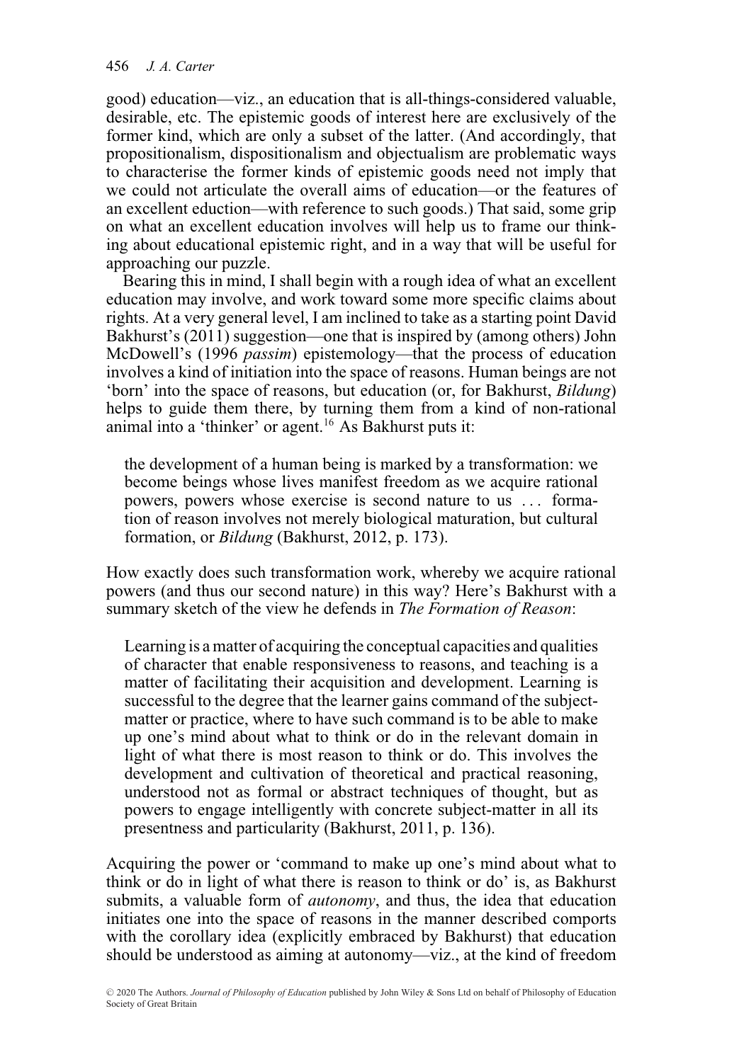good) education—viz., an education that is all-things-considered valuable, desirable, etc. The epistemic goods of interest here are exclusively of the former kind, which are only a subset of the latter. (And accordingly, that propositionalism, dispositionalism and objectualism are problematic ways to characterise the former kinds of epistemic goods need not imply that we could not articulate the overall aims of education—or the features of an excellent eduction—with reference to such goods.) That said, some grip on what an excellent education involves will help us to frame our thinking about educational epistemic right, and in a way that will be useful for approaching our puzzle.

Bearing this in mind, I shall begin with a rough idea of what an excellent education may involve, and work toward some more specific claims about rights. At a very general level, I am inclined to take as a starting point David Bakhurst's (2011) suggestion—one that is inspired by (among others) John McDowell's (1996 *passim*) epistemology—that the process of education involves a kind of initiation into the space of reasons. Human beings are not 'born' into the space of reasons, but education (or, for Bakhurst, *Bildung*) helps to guide them there, by turning them from a kind of non-rational animal into a 'thinker' or agent.[16] As Bakhurst puts it:

> the development of a human being is marked by a transformation: we become beings whose lives manifest freedom as we acquire rational powers, powers whose exercise is second nature to us ... formation of reason involves not merely biological maturation, but cultural formation, or *Bildung* (Bakhurst, 2012, p. 173).

How exactly does such transformation work, whereby we acquire rational powers (and thus our second nature) in this way? Here's Bakhurst with a summary sketch of the view he defends in *The Formation of Reason*:

> Learning is a matter of acquiring the conceptual capacities and qualities of character that enable responsiveness to reasons, and teaching is a matter of facilitating their acquisition and development. Learning is successful to the degree that the learner gains command of the subject-matter or practice, where to have such command is to be able to make up one's mind about what to think or do in the relevant domain in light of what there is most reason to think or do. This involves the development and cultivation of theoretical and practical reasoning, understood not as formal or abstract techniques of thought, but as powers to engage intelligently with concrete subject-matter in all its presentness and particularity (Bakhurst, 2011, p. 136).

Acquiring the power or 'command to make up one's mind about what to think or do in light of what there is reason to think or do' is, as Bakhurst submits, a valuable form of *autonomy*, and thus, the idea that education initiates one into the space of reasons in the manner described comports with the corollary idea (explicitly embraced by Bakhurst) that education should be understood as aiming at autonomy—viz., at the kind of freedom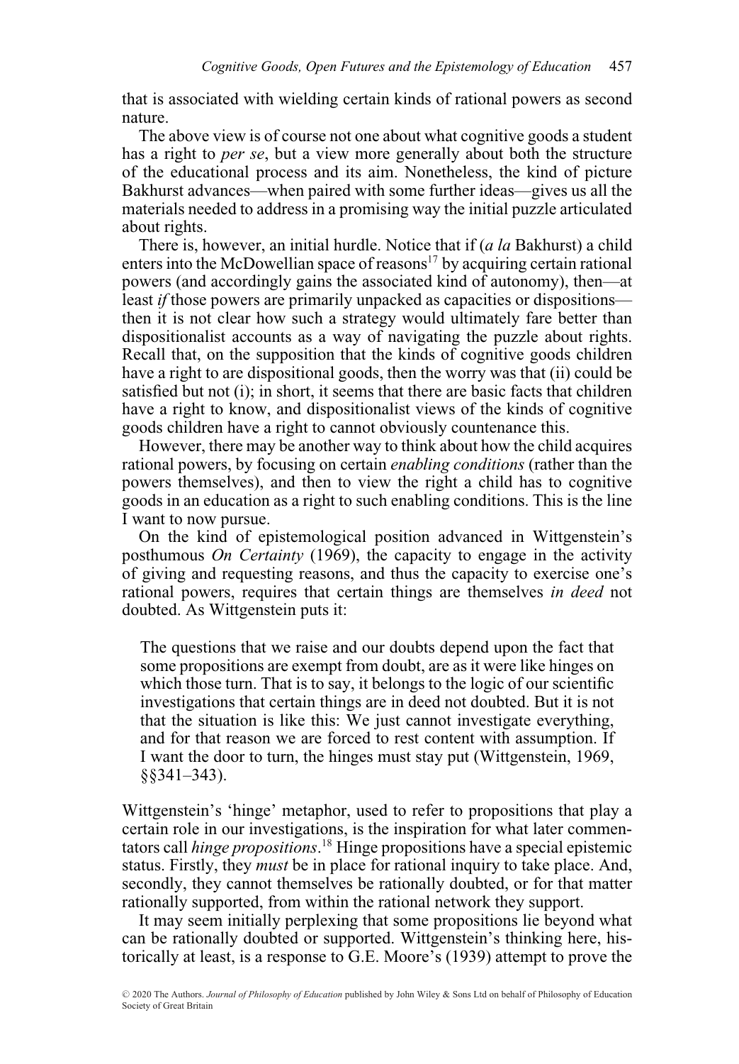that is associated with wielding certain kinds of rational powers as second nature.

The above view is of course not one about what cognitive goods a student has a right to *per se*, but a view more generally about both the structure of the educational process and its aim. Nonetheless, the kind of picture Bakhurst advances—when paired with some further ideas—gives us all the materials needed to address in a promising way the initial puzzle articulated about rights.

There is, however, an initial hurdle. Notice that if (*a la* Bakhurst) a child enters into the McDowellian space of reasons[17] by acquiring certain rational powers (and accordingly gains the associated kind of autonomy), then—at least *if* those powers are primarily unpacked as capacities or dispositions—then it is not clear how such a strategy would ultimately fare better than dispositionalist accounts as a way of navigating the puzzle about rights. Recall that, on the supposition that the kinds of cognitive goods children have a right to are dispositional goods, then the worry was that (ii) could be satisfied but not (i); in short, it seems that there are basic facts that children have a right to know, and dispositionalist views of the kinds of cognitive goods children have a right to cannot obviously countenance this.

However, there may be another way to think about how the child acquires rational powers, by focusing on certain *enabling conditions* (rather than the powers themselves), and then to view the right a child has to cognitive goods in an education as a right to such enabling conditions. This is the line I want to now pursue.

On the kind of epistemological position advanced in Wittgenstein's posthumous *On Certainty* (1969), the capacity to engage in the activity of giving and requesting reasons, and thus the capacity to exercise one's rational powers, requires that certain things are themselves *in deed* not doubted. As Wittgenstein puts it:

> The questions that we raise and our doubts depend upon the fact that some propositions are exempt from doubt, are as it were like hinges on which those turn. That is to say, it belongs to the logic of our scientific investigations that certain things are in deed not doubted. But it is not that the situation is like this: We just cannot investigate everything, and for that reason we are forced to rest content with assumption. If I want the door to turn, the hinges must stay put (Wittgenstein, 1969, §§341–343).

Wittgenstein's 'hinge' metaphor, used to refer to propositions that play a certain role in our investigations, is the inspiration for what later commentators call *hinge propositions*.[18] Hinge propositions have a special epistemic status. Firstly, they *must* be in place for rational inquiry to take place. And, secondly, they cannot themselves be rationally doubted, or for that matter rationally supported, from within the rational network they support.

It may seem initially perplexing that some propositions lie beyond what can be rationally doubted or supported. Wittgenstein's thinking here, historically at least, is a response to G.E. Moore's (1939) attempt to prove the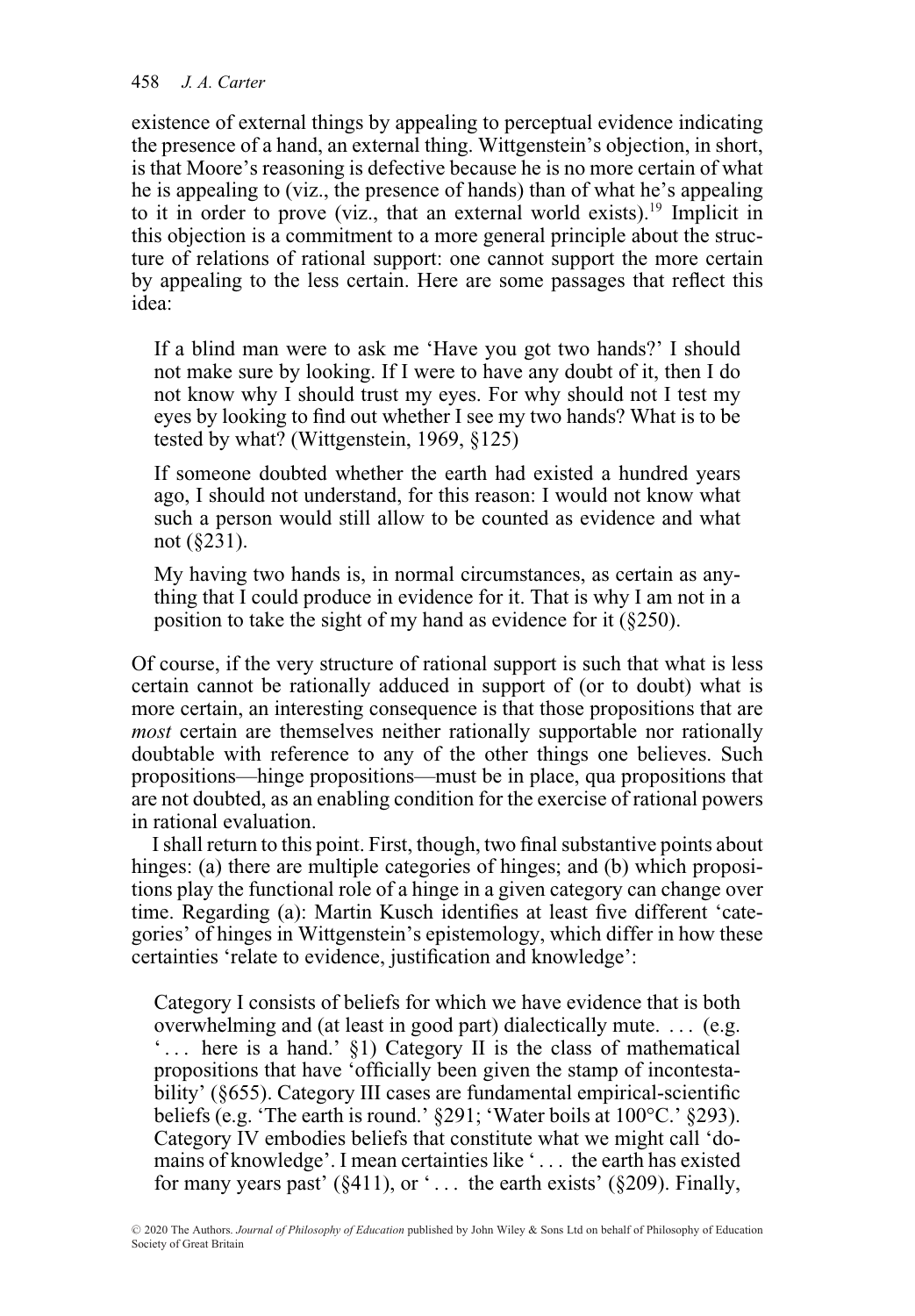existence of external things by appealing to perceptual evidence indicating the presence of a hand, an external thing. Wittgenstein's objection, in short, is that Moore's reasoning is defective because he is no more certain of what he is appealing to (viz., the presence of hands) than of what he's appealing to it in order to prove (viz., that an external world exists).[19] Implicit in this objection is a commitment to a more general principle about the structure of relations of rational support: one cannot support the more certain by appealing to the less certain. Here are some passages that reflect this idea:

> If a blind man were to ask me 'Have you got two hands?' I should not make sure by looking. If I were to have any doubt of it, then I do not know why I should trust my eyes. For why should not I test my eyes by looking to find out whether I see my two hands? What is to be tested by what? (Wittgenstein, 1969, §125)
>
> If someone doubted whether the earth had existed a hundred years ago, I should not understand, for this reason: I would not know what such a person would still allow to be counted as evidence and what not (§231).
>
> My having two hands is, in normal circumstances, as certain as anything that I could produce in evidence for it. That is why I am not in a position to take the sight of my hand as evidence for it (§250).

Of course, if the very structure of rational support is such that what is less certain cannot be rationally adduced in support of (or to doubt) what is more certain, an interesting consequence is that those propositions that are *most* certain are themselves neither rationally supportable nor rationally doubtable with reference to any of the other things one believes. Such propositions—hinge propositions—must be in place, qua propositions that are not doubted, as an enabling condition for the exercise of rational powers in rational evaluation.

I shall return to this point. First, though, two final substantive points about hinges: (a) there are multiple categories of hinges; and (b) which propositions play the functional role of a hinge in a given category can change over time. Regarding (a): Martin Kusch identifies at least five different 'categories' of hinges in Wittgenstein's epistemology, which differ in how these certainties 'relate to evidence, justification and knowledge':

> Category I consists of beliefs for which we have evidence that is both overwhelming and (at least in good part) dialectically mute. . . . (e.g. '. . . here is a hand.' §1) Category II is the class of mathematical propositions that have 'officially been given the stamp of incontestability' (§655). Category III cases are fundamental empirical-scientific beliefs (e.g. 'The earth is round.' §291; 'Water boils at 100°C.' §293). Category IV embodies beliefs that constitute what we might call 'domains of knowledge'. I mean certainties like '. . . the earth has existed for many years past' (§411), or '. . . the earth exists' (§209). Finally,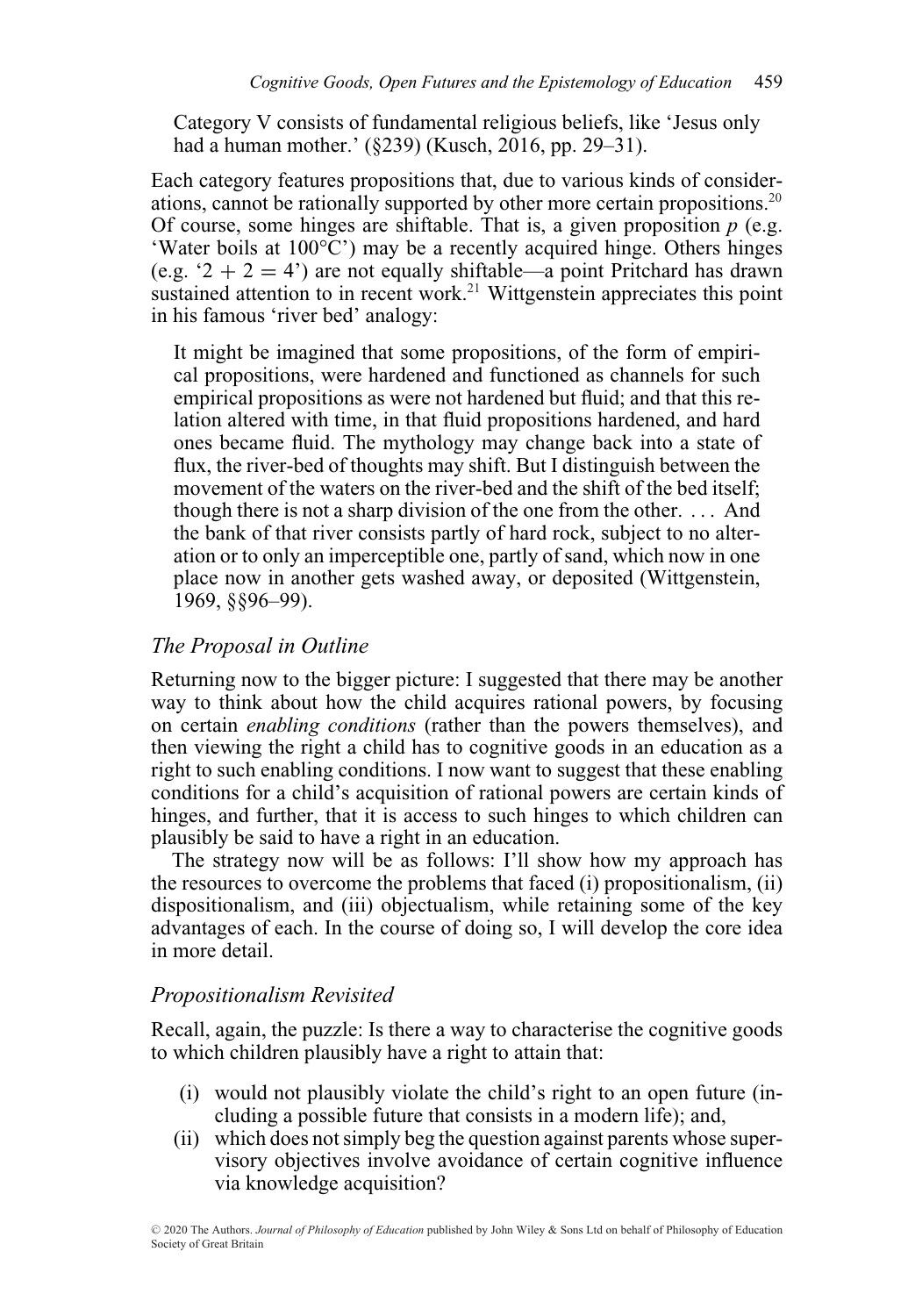Category V consists of fundamental religious beliefs, like 'Jesus only had a human mother.' (§239) (Kusch, 2016, pp. 29–31).

Each category features propositions that, due to various kinds of considerations, cannot be rationally supported by other more certain propositions.[20] Of course, some hinges are shiftable. That is, a given proposition *p* (e.g. 'Water boils at 100°C') may be a recently acquired hinge. Others hinges (e.g. '2 + 2 = 4') are not equally shiftable—a point Pritchard has drawn sustained attention to in recent work.[21] Wittgenstein appreciates this point in his famous 'river bed' analogy:

> It might be imagined that some propositions, of the form of empirical propositions, were hardened and functioned as channels for such empirical propositions as were not hardened but fluid; and that this relation altered with time, in that fluid propositions hardened, and hard ones became fluid. The mythology may change back into a state of flux, the river-bed of thoughts may shift. But I distinguish between the movement of the waters on the river-bed and the shift of the bed itself; though there is not a sharp division of the one from the other. . . . And the bank of that river consists partly of hard rock, subject to no alteration or to only an imperceptible one, partly of sand, which now in one place now in another gets washed away, or deposited (Wittgenstein, 1969, §§96–99).

### *The Proposal in Outline*

Returning now to the bigger picture: I suggested that there may be another way to think about how the child acquires rational powers, by focusing on certain *enabling conditions* (rather than the powers themselves), and then viewing the right a child has to cognitive goods in an education as a right to such enabling conditions. I now want to suggest that these enabling conditions for a child's acquisition of rational powers are certain kinds of hinges, and further, that it is access to such hinges to which children can plausibly be said to have a right in an education.

The strategy now will be as follows: I'll show how my approach has the resources to overcome the problems that faced (i) propositionalism, (ii) dispositionalism, and (iii) objectualism, while retaining some of the key advantages of each. In the course of doing so, I will develop the core idea in more detail.

### *Propositionalism Revisited*

Recall, again, the puzzle: Is there a way to characterise the cognitive goods to which children plausibly have a right to attain that:

(i) would not plausibly violate the child's right to an open future (including a possible future that consists in a modern life); and,
(ii) which does not simply beg the question against parents whose supervisory objectives involve avoidance of certain cognitive influence via knowledge acquisition?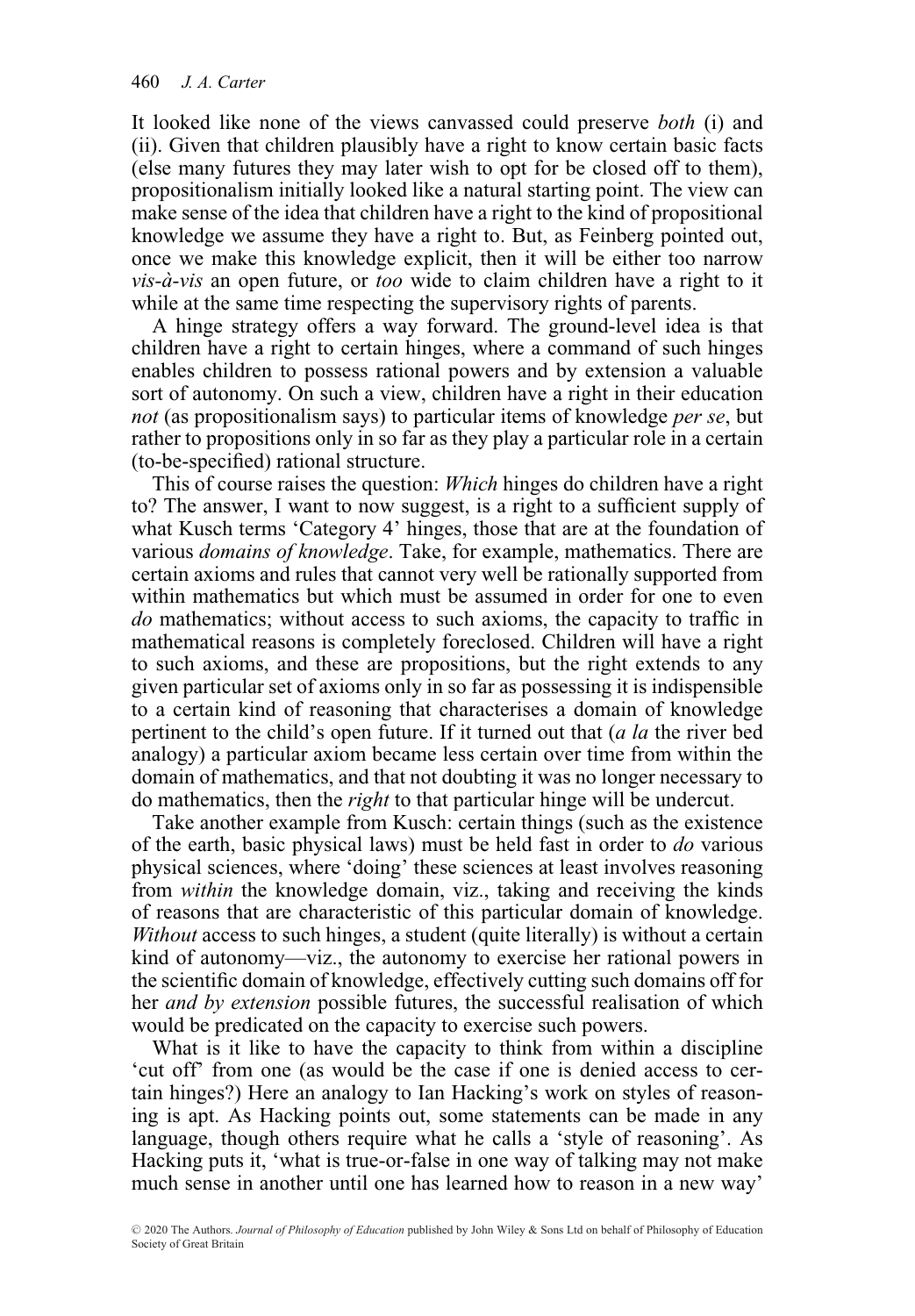It looked like none of the views canvassed could preserve *both* (i) and (ii). Given that children plausibly have a right to know certain basic facts (else many futures they may later wish to opt for be closed off to them), propositionalism initially looked like a natural starting point. The view can make sense of the idea that children have a right to the kind of propositional knowledge we assume they have a right to. But, as Feinberg pointed out, once we make this knowledge explicit, then it will be either too narrow *vis-à-vis* an open future, or *too* wide to claim children have a right to it while at the same time respecting the supervisory rights of parents.

A hinge strategy offers a way forward. The ground-level idea is that children have a right to certain hinges, where a command of such hinges enables children to possess rational powers and by extension a valuable sort of autonomy. On such a view, children have a right in their education *not* (as propositionalism says) to particular items of knowledge *per se*, but rather to propositions only in so far as they play a particular role in a certain (to-be-specified) rational structure.

This of course raises the question: *Which* hinges do children have a right to? The answer, I want to now suggest, is a right to a sufficient supply of what Kusch terms 'Category 4' hinges, those that are at the foundation of various *domains of knowledge*. Take, for example, mathematics. There are certain axioms and rules that cannot very well be rationally supported from within mathematics but which must be assumed in order for one to even *do* mathematics; without access to such axioms, the capacity to traffic in mathematical reasons is completely foreclosed. Children will have a right to such axioms, and these are propositions, but the right extends to any given particular set of axioms only in so far as possessing it is indispensible to a certain kind of reasoning that characterises a domain of knowledge pertinent to the child's open future. If it turned out that (*a la* the river bed analogy) a particular axiom became less certain over time from within the domain of mathematics, and that not doubting it was no longer necessary to do mathematics, then the *right* to that particular hinge will be undercut.

Take another example from Kusch: certain things (such as the existence of the earth, basic physical laws) must be held fast in order to *do* various physical sciences, where 'doing' these sciences at least involves reasoning from *within* the knowledge domain, viz., taking and receiving the kinds of reasons that are characteristic of this particular domain of knowledge. *Without* access to such hinges, a student (quite literally) is without a certain kind of autonomy—viz., the autonomy to exercise her rational powers in the scientific domain of knowledge, effectively cutting such domains off for her *and by extension* possible futures, the successful realisation of which would be predicated on the capacity to exercise such powers.

What is it like to have the capacity to think from within a discipline 'cut off' from one (as would be the case if one is denied access to certain hinges?) Here an analogy to Ian Hacking's work on styles of reasoning is apt. As Hacking points out, some statements can be made in any language, though others require what he calls a 'style of reasoning'. As Hacking puts it, 'what is true-or-false in one way of talking may not make much sense in another until one has learned how to reason in a new way'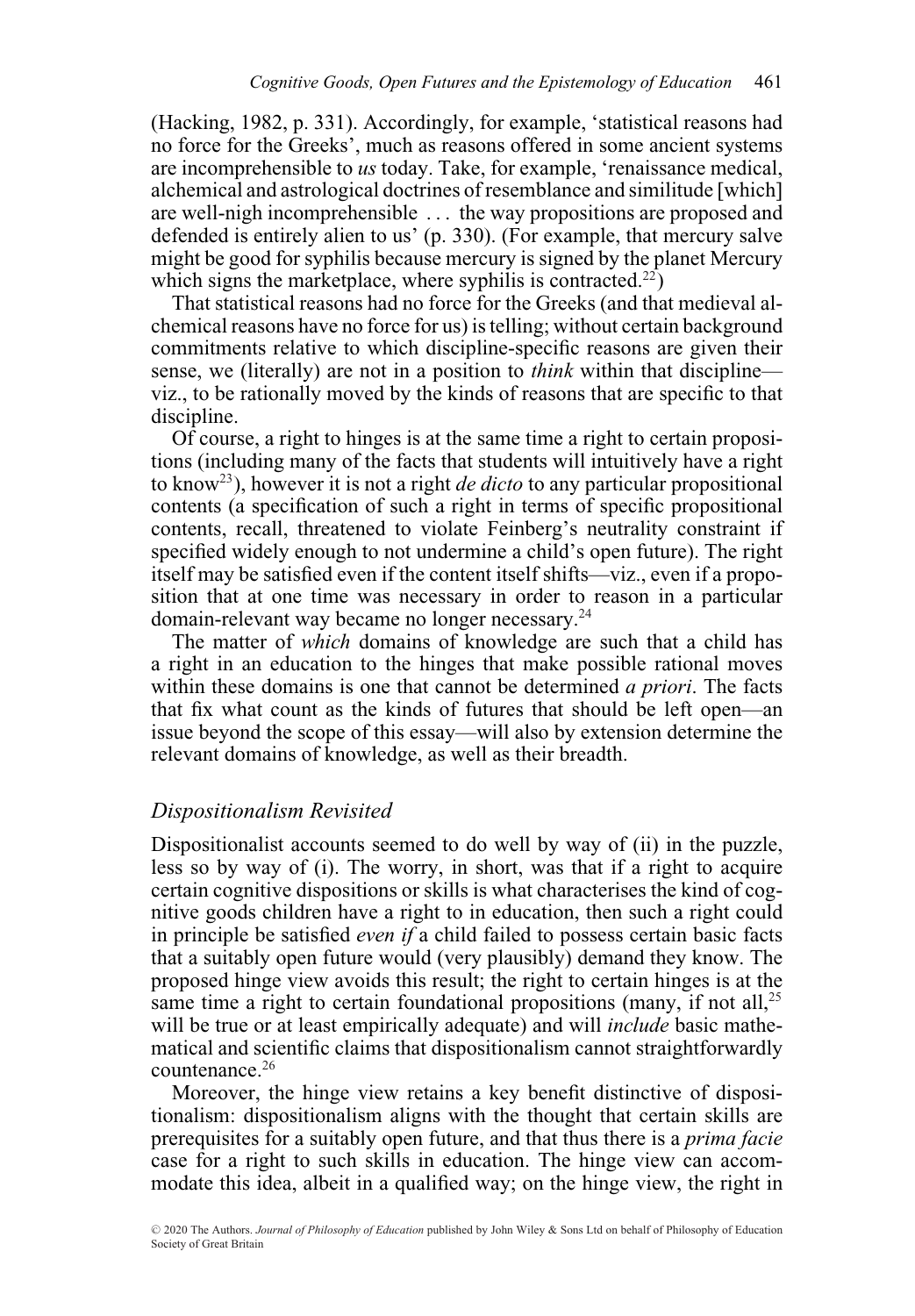(Hacking, 1982, p. 331). Accordingly, for example, 'statistical reasons had no force for the Greeks', much as reasons offered in some ancient systems are incomprehensible to *us* today. Take, for example, 'renaissance medical, alchemical and astrological doctrines of resemblance and similitude [which] are well-nigh incomprehensible ... the way propositions are proposed and defended is entirely alien to us' (p. 330). (For example, that mercury salve might be good for syphilis because mercury is signed by the planet Mercury which signs the marketplace, where syphilis is contracted.[22])

That statistical reasons had no force for the Greeks (and that medieval alchemical reasons have no force for us) is telling; without certain background commitments relative to which discipline-specific reasons are given their sense, we (literally) are not in a position to *think* within that discipline—viz., to be rationally moved by the kinds of reasons that are specific to that discipline.

Of course, a right to hinges is at the same time a right to certain propositions (including many of the facts that students will intuitively have a right to know[23]), however it is not a right *de dicto* to any particular propositional contents (a specification of such a right in terms of specific propositional contents, recall, threatened to violate Feinberg's neutrality constraint if specified widely enough to not undermine a child's open future). The right itself may be satisfied even if the content itself shifts—viz., even if a proposition that at one time was necessary in order to reason in a particular domain-relevant way became no longer necessary.[24]

The matter of *which* domains of knowledge are such that a child has a right in an education to the hinges that make possible rational moves within these domains is one that cannot be determined *a priori*. The facts that fix what count as the kinds of futures that should be left open—an issue beyond the scope of this essay—will also by extension determine the relevant domains of knowledge, as well as their breadth.

## *Dispositionalism Revisited*

Dispositionalist accounts seemed to do well by way of (ii) in the puzzle, less so by way of (i). The worry, in short, was that if a right to acquire certain cognitive dispositions or skills is what characterises the kind of cognitive goods children have a right to in education, then such a right could in principle be satisfied *even if* a child failed to possess certain basic facts that a suitably open future would (very plausibly) demand they know. The proposed hinge view avoids this result; the right to certain hinges is at the same time a right to certain foundational propositions (many, if not all,[25] will be true or at least empirically adequate) and will *include* basic mathematical and scientific claims that dispositionalism cannot straightforwardly countenance.[26]

Moreover, the hinge view retains a key benefit distinctive of dispositionalism: dispositionalism aligns with the thought that certain skills are prerequisites for a suitably open future, and that thus there is a *prima facie* case for a right to such skills in education. The hinge view can accommodate this idea, albeit in a qualified way; on the hinge view, the right in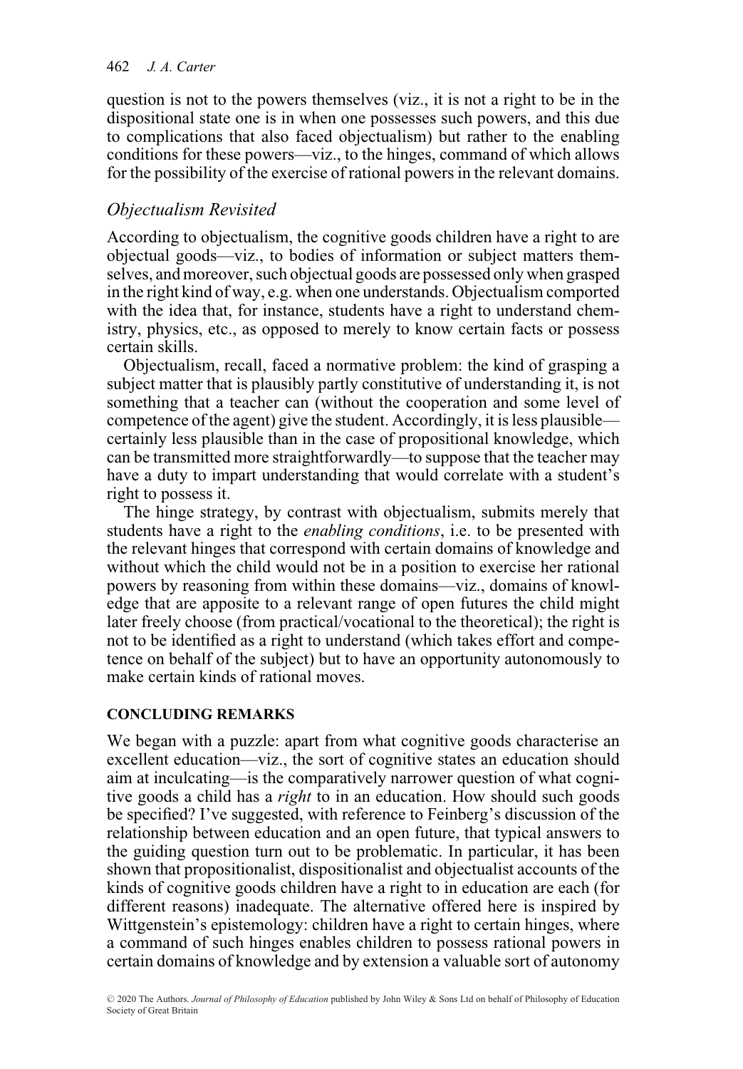question is not to the powers themselves (viz., it is not a right to be in the dispositional state one is in when one possesses such powers, and this due to complications that also faced objectualism) but rather to the enabling conditions for these powers—viz., to the hinges, command of which allows for the possibility of the exercise of rational powers in the relevant domains.

### *Objectualism Revisited*

According to objectualism, the cognitive goods children have a right to are objectual goods—viz., to bodies of information or subject matters themselves, and moreover, such objectual goods are possessed only when grasped in the right kind of way, e.g. when one understands. Objectualism comported with the idea that, for instance, students have a right to understand chemistry, physics, etc., as opposed to merely to know certain facts or possess certain skills.

Objectualism, recall, faced a normative problem: the kind of grasping a subject matter that is plausibly partly constitutive of understanding it, is not something that a teacher can (without the cooperation and some level of competence of the agent) give the student. Accordingly, it is less plausible—certainly less plausible than in the case of propositional knowledge, which can be transmitted more straightforwardly—to suppose that the teacher may have a duty to impart understanding that would correlate with a student's right to possess it.

The hinge strategy, by contrast with objectualism, submits merely that students have a right to the *enabling conditions*, i.e. to be presented with the relevant hinges that correspond with certain domains of knowledge and without which the child would not be in a position to exercise her rational powers by reasoning from within these domains—viz., domains of knowledge that are apposite to a relevant range of open futures the child might later freely choose (from practical/vocational to the theoretical); the right is not to be identified as a right to understand (which takes effort and competence on behalf of the subject) but to have an opportunity autonomously to make certain kinds of rational moves.

## CONCLUDING REMARKS

We began with a puzzle: apart from what cognitive goods characterise an excellent education—viz., the sort of cognitive states an education should aim at inculcating—is the comparatively narrower question of what cognitive goods a child has a *right* to in an education. How should such goods be specified? I've suggested, with reference to Feinberg's discussion of the relationship between education and an open future, that typical answers to the guiding question turn out to be problematic. In particular, it has been shown that propositionalist, dispositionalist and objectualist accounts of the kinds of cognitive goods children have a right to in education are each (for different reasons) inadequate. The alternative offered here is inspired by Wittgenstein's epistemology: children have a right to certain hinges, where a command of such hinges enables children to possess rational powers in certain domains of knowledge and by extension a valuable sort of autonomy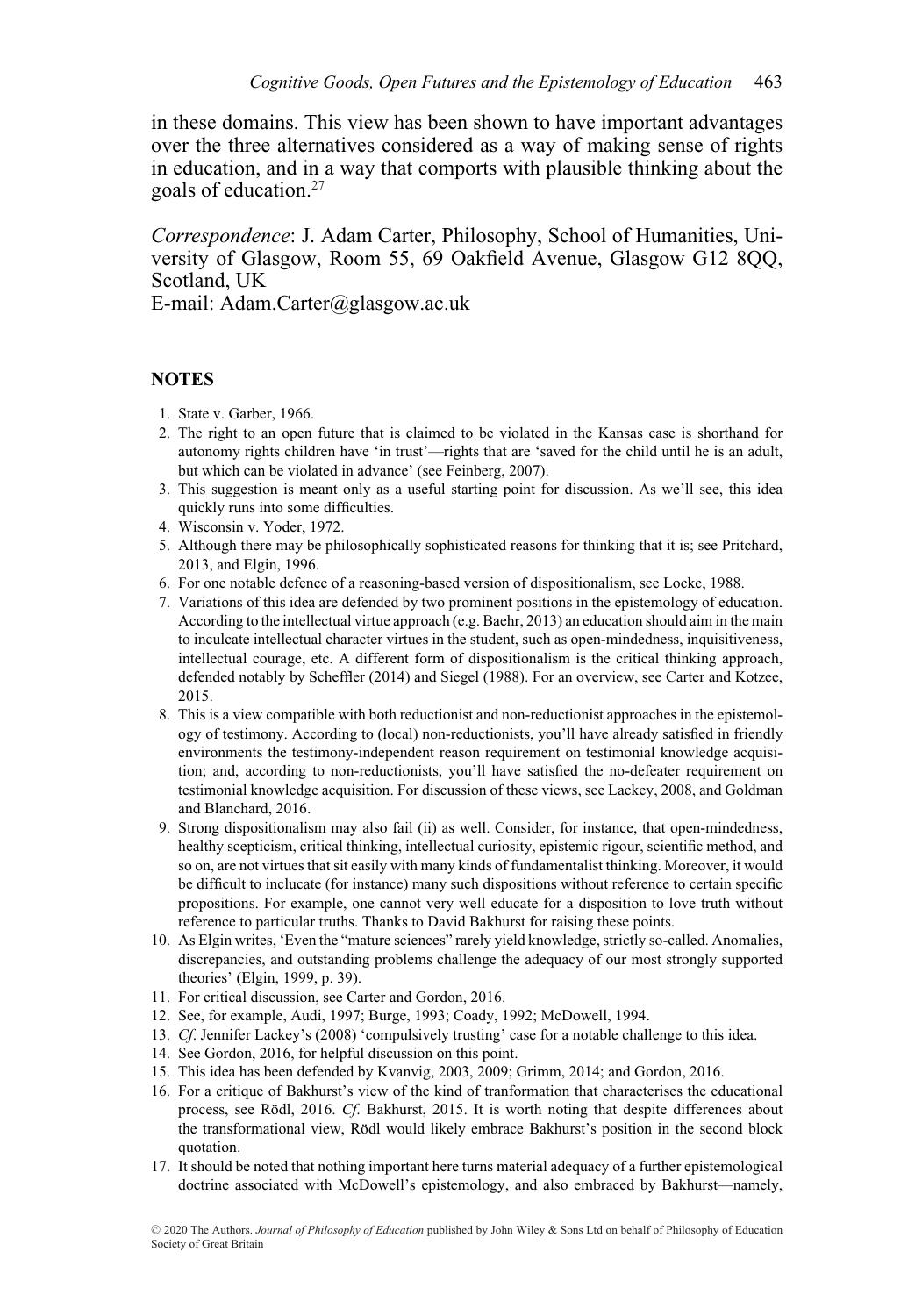in these domains. This view has been shown to have important advantages over the three alternatives considered as a way of making sense of rights in education, and in a way that comports with plausible thinking about the goals of education.[27]

*Correspondence*: J. Adam Carter, Philosophy, School of Humanities, University of Glasgow, Room 55, 69 Oakfield Avenue, Glasgow G12 8QQ, Scotland, UK
E-mail: Adam.Carter@glasgow.ac.uk

## NOTES

1. State v. Garber, 1966.
2. The right to an open future that is claimed to be violated in the Kansas case is shorthand for autonomy rights children have 'in trust'—rights that are 'saved for the child until he is an adult, but which can be violated in advance' (see Feinberg, 2007).
3. This suggestion is meant only as a useful starting point for discussion. As we'll see, this idea quickly runs into some difficulties.
4. Wisconsin v. Yoder, 1972.
5. Although there may be philosophically sophisticated reasons for thinking that it is; see Pritchard, 2013, and Elgin, 1996.
6. For one notable defence of a reasoning-based version of dispositionalism, see Locke, 1988.
7. Variations of this idea are defended by two prominent positions in the epistemology of education. According to the intellectual virtue approach (e.g. Baehr, 2013) an education should aim in the main to inculcate intellectual character virtues in the student, such as open-mindedness, inquisitiveness, intellectual courage, etc. A different form of dispositionalism is the critical thinking approach, defended notably by Scheffler (2014) and Siegel (1988). For an overview, see Carter and Kotzee, 2015.
8. This is a view compatible with both reductionist and non-reductionist approaches in the epistemology of testimony. According to (local) non-reductionists, you'll have already satisfied in friendly environments the testimony-independent reason requirement on testimonial knowledge acquisition; and, according to non-reductionists, you'll have satisfied the no-defeater requirement on testimonial knowledge acquisition. For discussion of these views, see Lackey, 2008, and Goldman and Blanchard, 2016.
9. Strong dispositionalism may also fail (ii) as well. Consider, for instance, that open-mindedness, healthy scepticism, critical thinking, intellectual curiosity, epistemic rigour, scientific method, and so on, are not virtues that sit easily with many kinds of fundamentalist thinking. Moreover, it would be difficult to inclucate (for instance) many such dispositions without reference to certain specific propositions. For example, one cannot very well educate for a disposition to love truth without reference to particular truths. Thanks to David Bakhurst for raising these points.
10. As Elgin writes, 'Even the "mature sciences" rarely yield knowledge, strictly so-called. Anomalies, discrepancies, and outstanding problems challenge the adequacy of our most strongly supported theories' (Elgin, 1999, p. 39).
11. For critical discussion, see Carter and Gordon, 2016.
12. See, for example, Audi, 1997; Burge, 1993; Coady, 1992; McDowell, 1994.
13. *Cf*. Jennifer Lackey's (2008) 'compulsively trusting' case for a notable challenge to this idea.
14. See Gordon, 2016, for helpful discussion on this point.
15. This idea has been defended by Kvanvig, 2003, 2009; Grimm, 2014; and Gordon, 2016.
16. For a critique of Bakhurst's view of the kind of tranformation that characterises the educational process, see Rödl, 2016. *Cf*. Bakhurst, 2015. It is worth noting that despite differences about the transformational view, Rödl would likely embrace Bakhurst's position in the second block quotation.
17. It should be noted that nothing important here turns material adequacy of a further epistemological doctrine associated with McDowell's epistemology, and also embraced by Bakhurst—namely,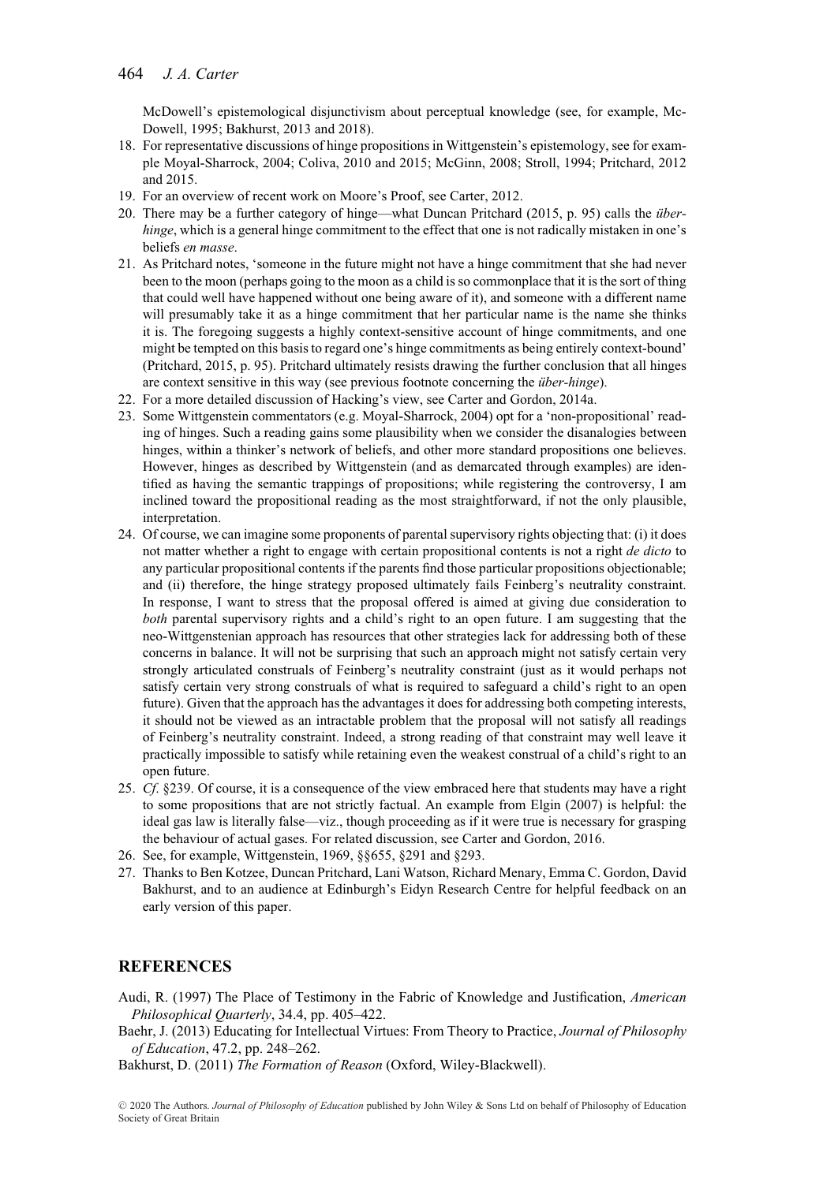McDowell's epistemological disjunctivism about perceptual knowledge (see, for example, McDowell, 1995; Bakhurst, 2013 and 2018).

18. For representative discussions of hinge propositions in Wittgenstein's epistemology, see for example Moyal-Sharrock, 2004; Coliva, 2010 and 2015; McGinn, 2008; Stroll, 1994; Pritchard, 2012 and 2015.
19. For an overview of recent work on Moore's Proof, see Carter, 2012.
20. There may be a further category of hinge—what Duncan Pritchard (2015, p. 95) calls the *über-hinge*, which is a general hinge commitment to the effect that one is not radically mistaken in one's beliefs *en masse*.
21. As Pritchard notes, 'someone in the future might not have a hinge commitment that she had never been to the moon (perhaps going to the moon as a child is so commonplace that it is the sort of thing that could well have happened without one being aware of it), and someone with a different name will presumably take it as a hinge commitment that her particular name is the name she thinks it is. The foregoing suggests a highly context-sensitive account of hinge commitments, and one might be tempted on this basis to regard one's hinge commitments as being entirely context-bound' (Pritchard, 2015, p. 95). Pritchard ultimately resists drawing the further conclusion that all hinges are context sensitive in this way (see previous footnote concerning the *über-hinge*).
22. For a more detailed discussion of Hacking's view, see Carter and Gordon, 2014a.
23. Some Wittgenstein commentators (e.g. Moyal-Sharrock, 2004) opt for a 'non-propositional' reading of hinges. Such a reading gains some plausibility when we consider the disanalogies between hinges, within a thinker's network of beliefs, and other more standard propositions one believes. However, hinges as described by Wittgenstein (and as demarcated through examples) are identified as having the semantic trappings of propositions; while registering the controversy, I am inclined toward the propositional reading as the most straightforward, if not the only plausible, interpretation.
24. Of course, we can imagine some proponents of parental supervisory rights objecting that: (i) it does not matter whether a right to engage with certain propositional contents is not a right *de dicto* to any particular propositional contents if the parents find those particular propositions objectionable; and (ii) therefore, the hinge strategy proposed ultimately fails Feinberg's neutrality constraint. In response, I want to stress that the proposal offered is aimed at giving due consideration to *both* parental supervisory rights and a child's right to an open future. I am suggesting that the neo-Wittgenstenian approach has resources that other strategies lack for addressing both of these concerns in balance. It will not be surprising that such an approach might not satisfy certain very strongly articulated construals of Feinberg's neutrality constraint (just as it would perhaps not satisfy certain very strong construals of what is required to safeguard a child's right to an open future). Given that the approach has the advantages it does for addressing both competing interests, it should not be viewed as an intractable problem that the proposal will not satisfy all readings of Feinberg's neutrality constraint. Indeed, a strong reading of that constraint may well leave it practically impossible to satisfy while retaining even the weakest construal of a child's right to an open future.
25. *Cf.* §239. Of course, it is a consequence of the view embraced here that students may have a right to some propositions that are not strictly factual. An example from Elgin (2007) is helpful: the ideal gas law is literally false—viz., though proceeding as if it were true is necessary for grasping the behaviour of actual gases. For related discussion, see Carter and Gordon, 2016.
26. See, for example, Wittgenstein, 1969, §§655, §291 and §293.
27. Thanks to Ben Kotzee, Duncan Pritchard, Lani Watson, Richard Menary, Emma C. Gordon, David Bakhurst, and to an audience at Edinburgh's Eidyn Research Centre for helpful feedback on an early version of this paper.

## REFERENCES

Audi, R. (1997) The Place of Testimony in the Fabric of Knowledge and Justification, *American Philosophical Quarterly*, 34.4, pp. 405–422.

Baehr, J. (2013) Educating for Intellectual Virtues: From Theory to Practice, *Journal of Philosophy of Education*, 47.2, pp. 248–262.

Bakhurst, D. (2011) *The Formation of Reason* (Oxford, Wiley-Blackwell).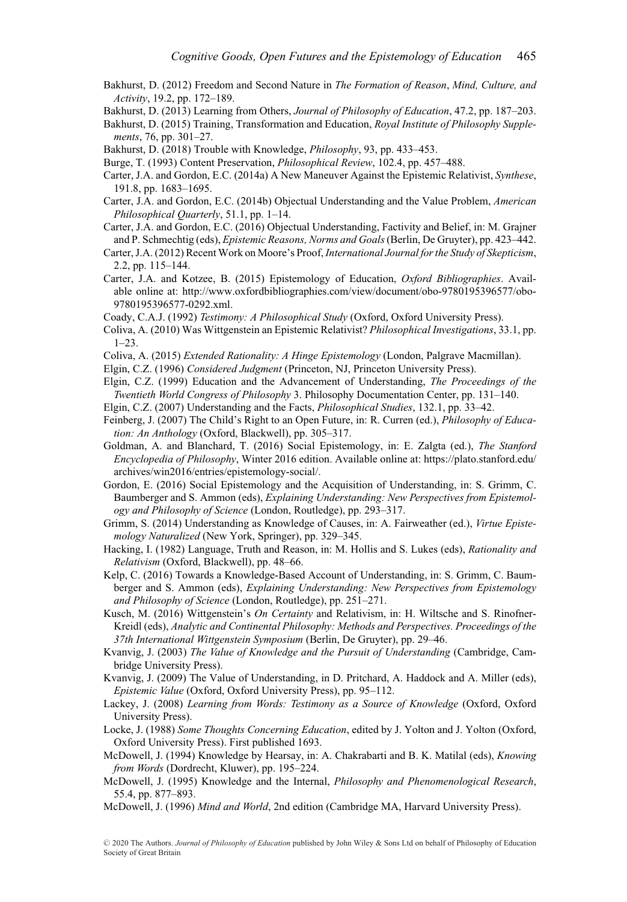Bakhurst, D. (2012) Freedom and Second Nature in *The Formation of Reason*, *Mind, Culture, and Activity*, 19.2, pp. 172–189.

Bakhurst, D. (2013) Learning from Others, *Journal of Philosophy of Education*, 47.2, pp. 187–203.

Bakhurst, D. (2015) Training, Transformation and Education, *Royal Institute of Philosophy Supplements*, 76, pp. 301–27.

Bakhurst, D. (2018) Trouble with Knowledge, *Philosophy*, 93, pp. 433–453.

Burge, T. (1993) Content Preservation, *Philosophical Review*, 102.4, pp. 457–488.

Carter, J.A. and Gordon, E.C. (2014a) A New Maneuver Against the Epistemic Relativist, *Synthese*, 191.8, pp. 1683–1695.

Carter, J.A. and Gordon, E.C. (2014b) Objectual Understanding and the Value Problem, *American Philosophical Quarterly*, 51.1, pp. 1–14.

Carter, J.A. and Gordon, E.C. (2016) Objectual Understanding, Factivity and Belief, in: M. Grajner and P. Schmechtig (eds), *Epistemic Reasons, Norms and Goals* (Berlin, De Gruyter), pp. 423–442.

Carter, J.A. (2012) Recent Work on Moore's Proof, *International Journal for the Study of Skepticism*, 2.2, pp. 115–144.

Carter, J.A. and Kotzee, B. (2015) Epistemology of Education, *Oxford Bibliographies*. Available online at: http://www.oxfordbibliographies.com/view/document/obo-9780195396577/obo-9780195396577-0292.xml.

Coady, C.A.J. (1992) *Testimony: A Philosophical Study* (Oxford, Oxford University Press).

Coliva, A. (2010) Was Wittgenstein an Epistemic Relativist? *Philosophical Investigations*, 33.1, pp. 1–23.

Coliva, A. (2015) *Extended Rationality: A Hinge Epistemology* (London, Palgrave Macmillan).

Elgin, C.Z. (1996) *Considered Judgment* (Princeton, NJ, Princeton University Press).

Elgin, C.Z. (1999) Education and the Advancement of Understanding, *The Proceedings of the Twentieth World Congress of Philosophy* 3. Philosophy Documentation Center, pp. 131–140.

Elgin, C.Z. (2007) Understanding and the Facts, *Philosophical Studies*, 132.1, pp. 33–42.

Feinberg, J. (2007) The Child's Right to an Open Future, in: R. Curren (ed.), *Philosophy of Education: An Anthology* (Oxford, Blackwell), pp. 305–317.

Goldman, A. and Blanchard, T. (2016) Social Epistemology, in: E. Zalgta (ed.), *The Stanford Encyclopedia of Philosophy*, Winter 2016 edition. Available online at: https://plato.stanford.edu/archives/win2016/entries/epistemology-social/.

Gordon, E. (2016) Social Epistemology and the Acquisition of Understanding, in: S. Grimm, C. Baumberger and S. Ammon (eds), *Explaining Understanding: New Perspectives from Epistemology and Philosophy of Science* (London, Routledge), pp. 293–317.

Grimm, S. (2014) Understanding as Knowledge of Causes, in: A. Fairweather (ed.), *Virtue Epistemology Naturalized* (New York, Springer), pp. 329–345.

Hacking, I. (1982) Language, Truth and Reason, in: M. Hollis and S. Lukes (eds), *Rationality and Relativism* (Oxford, Blackwell), pp. 48–66.

Kelp, C. (2016) Towards a Knowledge-Based Account of Understanding, in: S. Grimm, C. Baumberger and S. Ammon (eds), *Explaining Understanding: New Perspectives from Epistemology and Philosophy of Science* (London, Routledge), pp. 251–271.

Kusch, M. (2016) Wittgenstein's *On Certainty* and Relativism, in: H. Wiltsche and S. Rinofner-Kreidl (eds), *Analytic and Continental Philosophy: Methods and Perspectives. Proceedings of the 37th International Wittgenstein Symposium* (Berlin, De Gruyter), pp. 29–46.

Kvanvig, J. (2003) *The Value of Knowledge and the Pursuit of Understanding* (Cambridge, Cambridge University Press).

Kvanvig, J. (2009) The Value of Understanding, in D. Pritchard, A. Haddock and A. Miller (eds), *Epistemic Value* (Oxford, Oxford University Press), pp. 95–112.

Lackey, J. (2008) *Learning from Words: Testimony as a Source of Knowledge* (Oxford, Oxford University Press).

Locke, J. (1988) *Some Thoughts Concerning Education*, edited by J. Yolton and J. Yolton (Oxford, Oxford University Press). First published 1693.

McDowell, J. (1994) Knowledge by Hearsay, in: A. Chakrabarti and B. K. Matilal (eds), *Knowing from Words* (Dordrecht, Kluwer), pp. 195–224.

McDowell, J. (1995) Knowledge and the Internal, *Philosophy and Phenomenological Research*, 55.4, pp. 877–893.

McDowell, J. (1996) *Mind and World*, 2nd edition (Cambridge MA, Harvard University Press).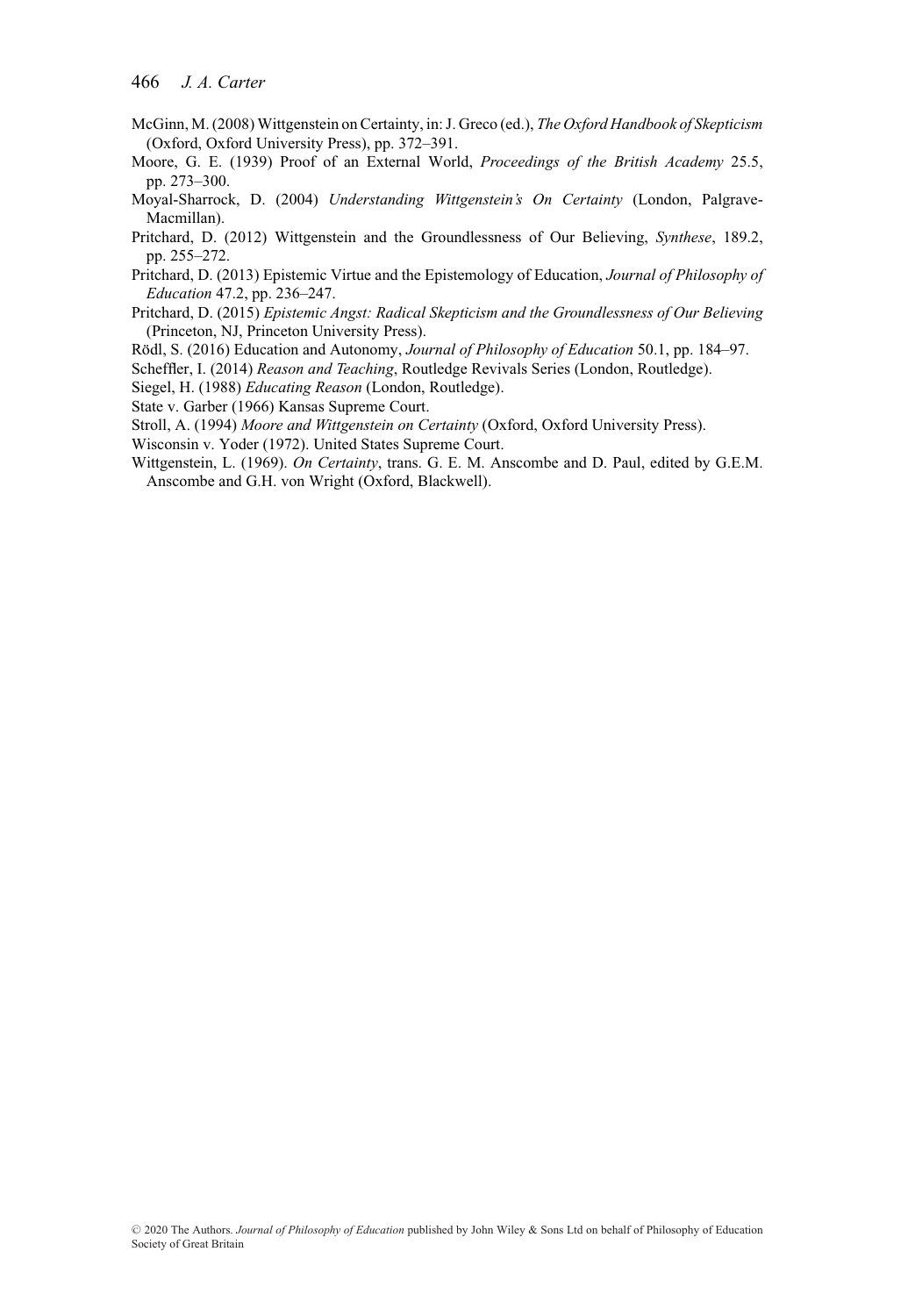McGinn, M. (2008) Wittgenstein on Certainty, in: J. Greco (ed.), *The Oxford Handbook of Skepticism* (Oxford, Oxford University Press), pp. 372–391.

Moore, G. E. (1939) Proof of an External World, *Proceedings of the British Academy* 25.5, pp. 273–300.

Moyal-Sharrock, D. (2004) *Understanding Wittgenstein's On Certainty* (London, Palgrave-Macmillan).

Pritchard, D. (2012) Wittgenstein and the Groundlessness of Our Believing, *Synthese*, 189.2, pp. 255–272.

Pritchard, D. (2013) Epistemic Virtue and the Epistemology of Education, *Journal of Philosophy of Education* 47.2, pp. 236–247.

Pritchard, D. (2015) *Epistemic Angst: Radical Skepticism and the Groundlessness of Our Believing* (Princeton, NJ, Princeton University Press).

Rödl, S. (2016) Education and Autonomy, *Journal of Philosophy of Education* 50.1, pp. 184–97.

Scheffler, I. (2014) *Reason and Teaching*, Routledge Revivals Series (London, Routledge).

Siegel, H. (1988) *Educating Reason* (London, Routledge).

State v. Garber (1966) Kansas Supreme Court.

Stroll, A. (1994) *Moore and Wittgenstein on Certainty* (Oxford, Oxford University Press).

Wisconsin v. Yoder (1972). United States Supreme Court.

Wittgenstein, L. (1969). *On Certainty*, trans. G. E. M. Anscombe and D. Paul, edited by G.E.M. Anscombe and G.H. von Wright (Oxford, Blackwell).

© 2020 The Authors. *Journal of Philosophy of Education* published by John Wiley & Sons Ltd on behalf of Philosophy of Education Society of Great Britain